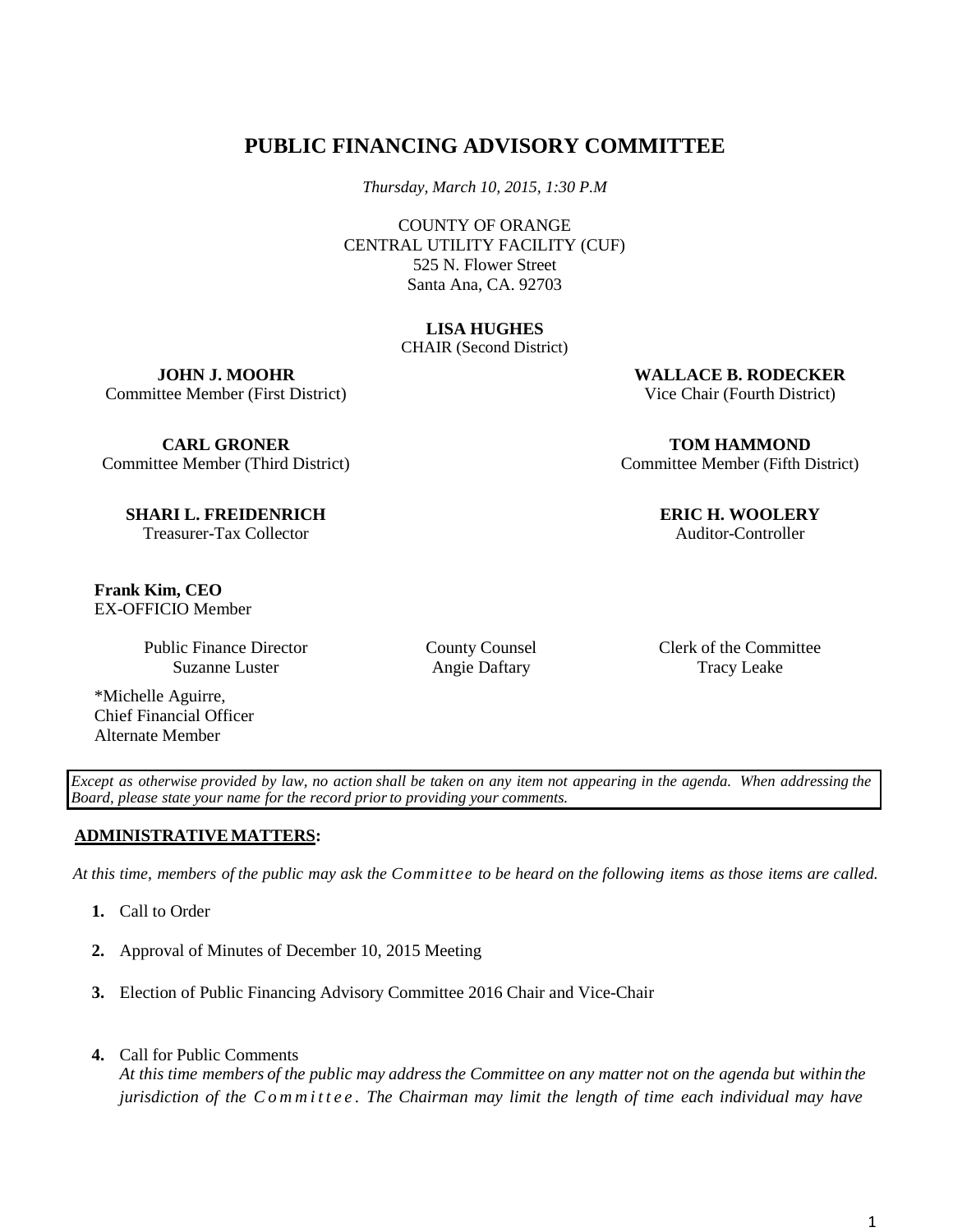# PUBLIC FINANCING ADVISORY COMMITTEE

*Thursday, March 10, 2015, 1:30 P.M*

COUNTY OF ORANGE
CENTRAL UTILITY FACILITY (CUF)
525 N. Flower Street
Santa Ana, CA. 92703

**LISA HUGHES**
CHAIR (Second District)

**JOHN J. MOOHR**
Committee Member (First District)

**WALLACE B. RODECKER**
Vice Chair (Fourth District)

**CARL GRONER**
Committee Member (Third District)

**TOM HAMMOND**
Committee Member (Fifth District)

**SHARI L. FREIDENRICH**
Treasurer-Tax Collector

**ERIC H. WOOLERY**
Auditor-Controller

**Frank Kim, CEO**
EX-OFFICIO Member

Public Finance Director
Suzanne Luster

County Counsel
Angie Daftary

Clerk of the Committee
Tracy Leake

*Michelle Aguirre,
Chief Financial Officer
Alternate Member

*Except as otherwise provided by law, no action shall be taken on any item not appearing in the agenda. When addressing the Board, please state your name for the record prior to providing your comments.*

## ADMINISTRATIVE MATTERS:

*At this time, members of the public may ask the Committee to be heard on the following items as those items are called.*

1. Call to Order

2. Approval of Minutes of December 10, 2015 Meeting

3. Election of Public Financing Advisory Committee 2016 Chair and Vice-Chair

4. Call for Public Comments
   *At this time members of the public may address the Committee on any matter not on the agenda but within the jurisdiction of the Committee. The Chairman may limit the length of time each individual may have*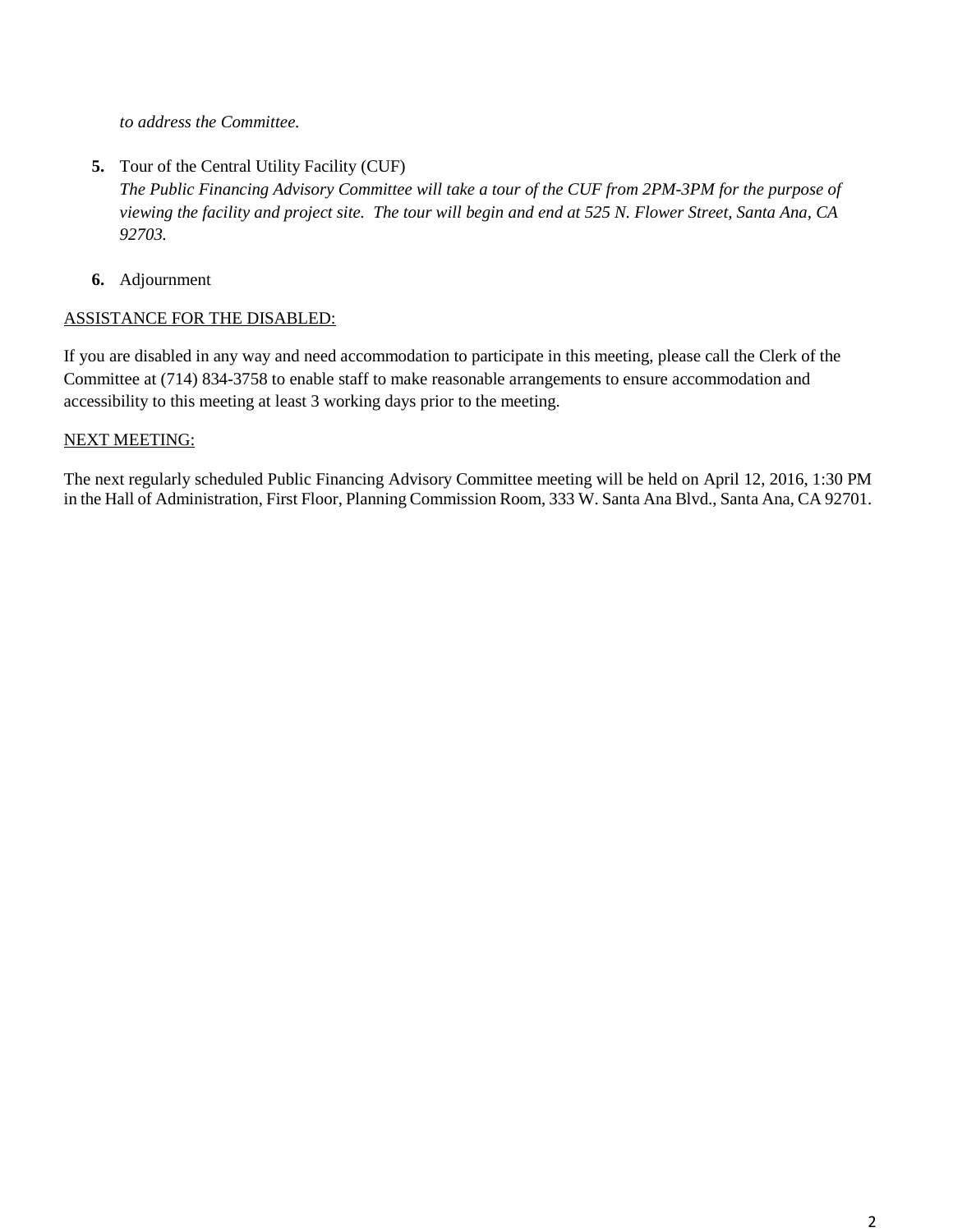*to address the Committee.*

5. Tour of the Central Utility Facility (CUF)
   *The Public Financing Advisory Committee will take a tour of the CUF from 2PM-3PM for the purpose of viewing the facility and project site. The tour will begin and end at 525 N. Flower Street, Santa Ana, CA 92703.*

6. Adjournment

ASSISTANCE FOR THE DISABLED:

If you are disabled in any way and need accommodation to participate in this meeting, please call the Clerk of the Committee at (714) 834-3758 to enable staff to make reasonable arrangements to ensure accommodation and accessibility to this meeting at least 3 working days prior to the meeting.

NEXT MEETING:

The next regularly scheduled Public Financing Advisory Committee meeting will be held on April 12, 2016, 1:30 PM in the Hall of Administration, First Floor, Planning Commission Room, 333 W. Santa Ana Blvd., Santa Ana, CA 92701.